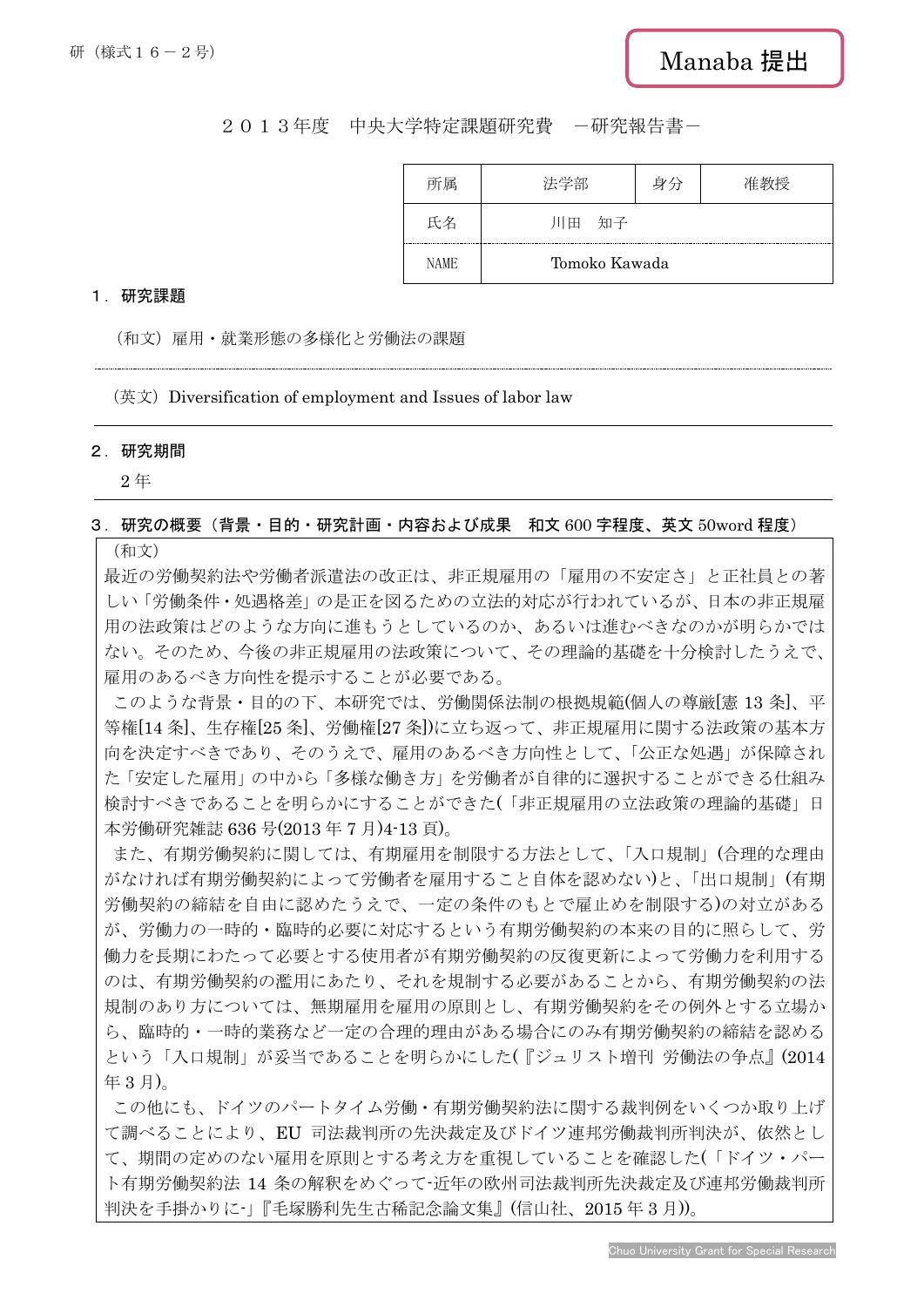研（様式１６－２号）

Manaba 提出

２０１３年度　中央大学特定課題研究費　－研究報告書－

| 所属 | 法学部 | 身分 | 准教授 |
|---|---|---|---|
| 氏名 | 川田　知子 | | |
| NAME | Tomoko Kawada | | |

## １．研究課題

（和文）雇用・就業形態の多様化と労働法の課題

（英文）Diversification of employment and Issues of labor law

## ２．研究期間

２年

## ３．研究の概要（背景・目的・研究計画・内容および成果　和文 600 字程度、英文 50word 程度）

（和文）

最近の労働契約法や労働者派遣法の改正は、非正規雇用の「雇用の不安定さ」と正社員との著しい「労働条件・処遇格差」の是正を図るための立法的対応が行われているが、日本の非正規雇用の法政策はどのような方向に進もうとしているのか、あるいは進むべきなのかが明らかではない。そのため、今後の非正規雇用の法政策について、その理論的基礎を十分検討したうえで、雇用のあるべき方向性を提示することが必要である。

このような背景・目的の下、本研究では、労働関係法制の根拠規範(個人の尊厳[憲 13 条]、平等権[14 条]、生存権[25 条]、労働権[27 条])に立ち返って、非正規雇用に関する法政策の基本方向を決定すべきであり、そのうえで、雇用のあるべき方向性として、「公正な処遇」が保障された「安定した雇用」の中から「多様な働き方」を労働者が自律的に選択することができる仕組み検討すべきであることを明らかにすることができた(「非正規雇用の立法政策の理論的基礎」日本労働研究雑誌 636 号(2013 年 7 月)4-13 頁)。

また、有期労働契約に関しては、有期雇用を制限する方法として、「入口規制」(合理的な理由がなければ有期労働契約によって労働者を雇用すること自体を認めない)と、「出口規制」(有期労働契約の締結を自由に認めたうえで、一定の条件のもとで雇止めを制限する)の対立があるが、労働力の一時的・臨時的必要に対応するという有期労働契約の本来の目的に照らして、労働力を長期にわたって必要とする使用者が有期労働契約の反復更新によって労働力を利用するのは、有期労働契約の濫用にあたり、それを規制する必要があることから、有期労働契約の法規制のあり方については、無期雇用を雇用の原則とし、有期労働契約をその例外とする立場から、臨時的・一時的業務など一定の合理的理由がある場合にのみ有期労働契約の締結を認めるという「入口規制」が妥当であることを明らかにした(『ジュリスト増刊 労働法の争点』(2014 年 3 月)。

この他にも、ドイツのパートタイム労働・有期労働契約法に関する裁判例をいくつか取り上げて調べることにより、EU 司法裁判所の先決裁定及びドイツ連邦労働裁判所判決が、依然として、期間の定めのない雇用を原則とする考え方を重視していることを確認した(「ドイツ・パート有期労働契約法 14 条の解釈をめぐって-近年の欧州司法裁判所先決裁定及び連邦労働裁判所判決を手掛かりに-」『毛塚勝利先生古稀記念論文集』(信山社、2015 年 3 月))。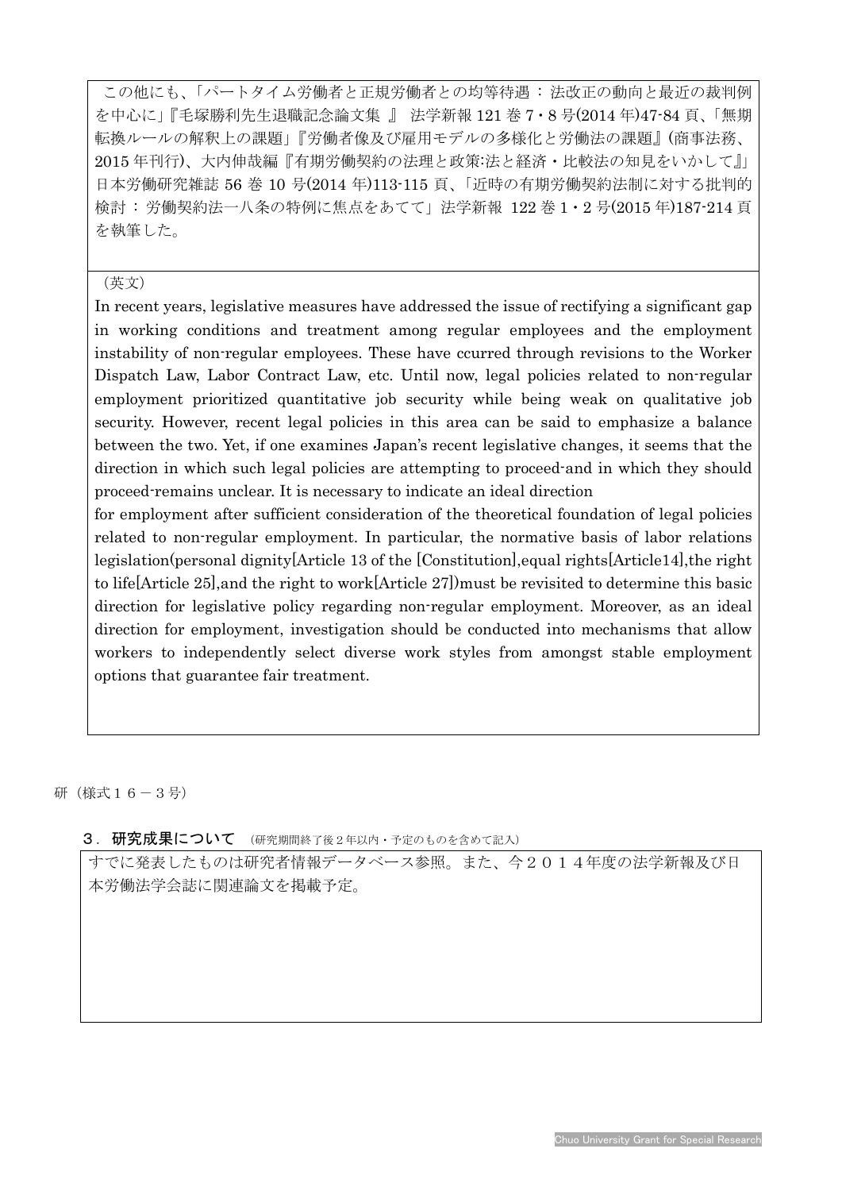この他にも、「パートタイム労働者と正規労働者との均等待遇 ： 法改正の動向と最近の裁判例を中心に」『毛塚勝利先生退職記念論文集 』 法学新報 121 巻 7・8 号(2014 年)47-84 頁、「無期転換ルールの解釈上の課題」『労働者像及び雇用モデルの多様化と労働法の課題』(商事法務、2015 年刊行)、大内伸哉編『有期労働契約の法理と政策:法と経済・比較法の知見をいかして』」日本労働研究雑誌 56 巻 10 号(2014 年)113-115 頁、「近時の有期労働契約法制に対する批判的検討 ： 労働契約法一八条の特例に焦点をあてて」法学新報 122 巻 1・2 号(2015 年)187-214 頁を執筆した。

（英文）

In recent years, legislative measures have addressed the issue of rectifying a significant gap in working conditions and treatment among regular employees and the employment instability of non-regular employees. These have ccurred through revisions to the Worker Dispatch Law, Labor Contract Law, etc. Until now, legal policies related to non-regular employment prioritized quantitative job security while being weak on qualitative job security. However, recent legal policies in this area can be said to emphasize a balance between the two. Yet, if one examines Japan's recent legislative changes, it seems that the direction in which such legal policies are attempting to proceed-and in which they should proceed-remains unclear. It is necessary to indicate an ideal direction
for employment after sufficient consideration of the theoretical foundation of legal policies related to non-regular employment. In particular, the normative basis of labor relations legislation(personal dignity[Article 13 of the [Constitution],equal rights[Article14],the right to life[Article 25],and the right to work[Article 27])must be revisited to determine this basic direction for legislative policy regarding non-regular employment. Moreover, as an ideal direction for employment, investigation should be conducted into mechanisms that allow workers to independently select diverse work styles from amongst stable employment options that guarantee fair treatment.

研（様式１６－３号）

### ３．研究成果について （研究期間終了後２年以内・予定のものを含めて記入）

すでに発表したものは研究者情報データベース参照。また、今２０１４年度の法学新報及び日本労働法学会誌に関連論文を掲載予定。